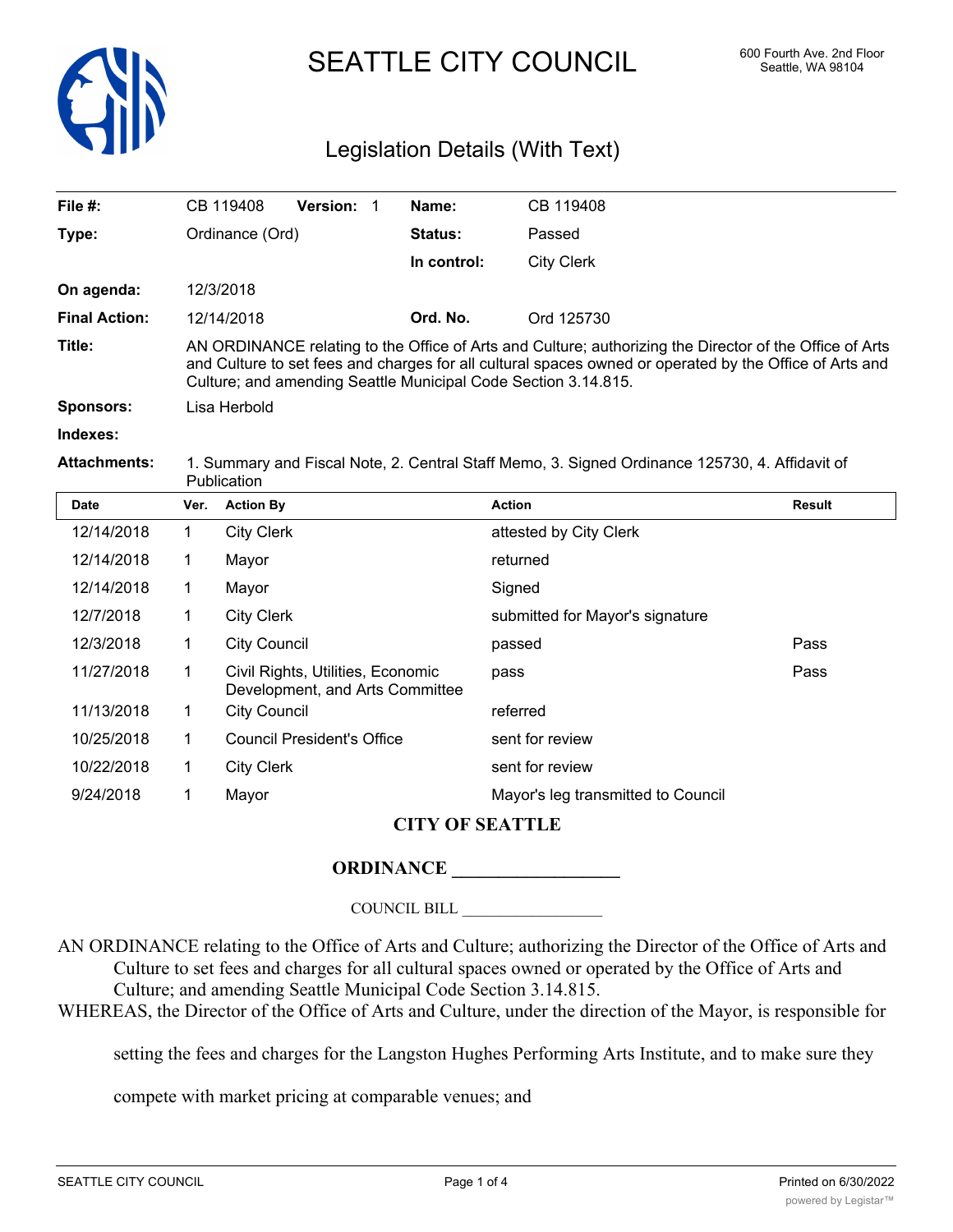# SEATTLE CITY COUNCIL

600 Fourth Ave. 2nd Floor
Seattle, WA 98104

## Legislation Details (With Text)

| | | | |
|---|---|---|---|
| **File #:** | CB 119408 **Version:** 1 | **Name:** | CB 119408 |
| **Type:** | Ordinance (Ord) | **Status:** | Passed |
| | | **In control:** | City Clerk |
| **On agenda:** | 12/3/2018 | | |
| **Final Action:** | 12/14/2018 | **Ord. No.** | Ord 125730 |

**Title:** AN ORDINANCE relating to the Office of Arts and Culture; authorizing the Director of the Office of Arts and Culture to set fees and charges for all cultural spaces owned or operated by the Office of Arts and Culture; and amending Seattle Municipal Code Section 3.14.815.

**Sponsors:** Lisa Herbold

**Indexes:**

**Attachments:** 1. Summary and Fiscal Note, 2. Central Staff Memo, 3. Signed Ordinance 125730, 4. Affidavit of Publication

| Date | Ver. | Action By | Action | Result |
|---|---|---|---|---|
| 12/14/2018 | 1 | City Clerk | attested by City Clerk | |
| 12/14/2018 | 1 | Mayor | returned | |
| 12/14/2018 | 1 | Mayor | Signed | |
| 12/7/2018 | 1 | City Clerk | submitted for Mayor's signature | |
| 12/3/2018 | 1 | City Council | passed | Pass |
| 11/27/2018 | 1 | Civil Rights, Utilities, Economic Development, and Arts Committee | pass | Pass |
| 11/13/2018 | 1 | City Council | referred | |
| 10/25/2018 | 1 | Council President's Office | sent for review | |
| 10/22/2018 | 1 | City Clerk | sent for review | |
| 9/24/2018 | 1 | Mayor | Mayor's leg transmitted to Council | |

**CITY OF SEATTLE**

**ORDINANCE __________________**

COUNCIL BILL __________________

AN ORDINANCE relating to the Office of Arts and Culture; authorizing the Director of the Office of Arts and Culture to set fees and charges for all cultural spaces owned or operated by the Office of Arts and Culture; and amending Seattle Municipal Code Section 3.14.815.

WHEREAS, the Director of the Office of Arts and Culture, under the direction of the Mayor, is responsible for setting the fees and charges for the Langston Hughes Performing Arts Institute, and to make sure they compete with market pricing at comparable venues; and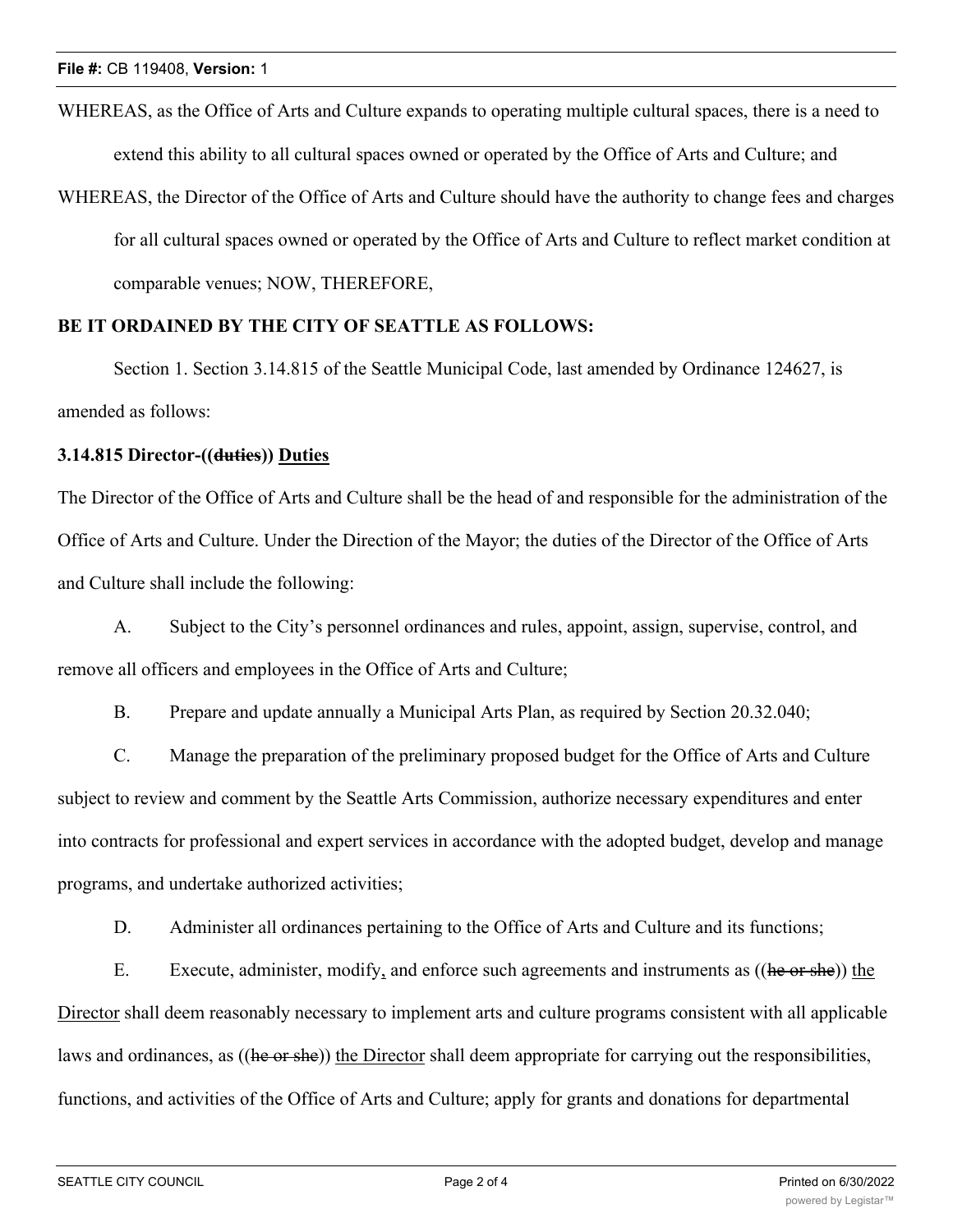WHEREAS, as the Office of Arts and Culture expands to operating multiple cultural spaces, there is a need to extend this ability to all cultural spaces owned or operated by the Office of Arts and Culture; and

WHEREAS, the Director of the Office of Arts and Culture should have the authority to change fees and charges for all cultural spaces owned or operated by the Office of Arts and Culture to reflect market condition at comparable venues; NOW, THEREFORE,

**BE IT ORDAINED BY THE CITY OF SEATTLE AS FOLLOWS:**

Section 1. Section 3.14.815 of the Seattle Municipal Code, last amended by Ordinance 124627, is amended as follows:

**3.14.815 Director-((~~duties~~)) <u>Duties</u>**

The Director of the Office of Arts and Culture shall be the head of and responsible for the administration of the Office of Arts and Culture. Under the Direction of the Mayor; the duties of the Director of the Office of Arts and Culture shall include the following:

A. Subject to the City's personnel ordinances and rules, appoint, assign, supervise, control, and remove all officers and employees in the Office of Arts and Culture;

B. Prepare and update annually a Municipal Arts Plan, as required by Section 20.32.040;

C. Manage the preparation of the preliminary proposed budget for the Office of Arts and Culture subject to review and comment by the Seattle Arts Commission, authorize necessary expenditures and enter into contracts for professional and expert services in accordance with the adopted budget, develop and manage programs, and undertake authorized activities;

D. Administer all ordinances pertaining to the Office of Arts and Culture and its functions;

E. Execute, administer, modify<u>,</u> and enforce such agreements and instruments as ((~~he or she~~)) <u>the Director</u> shall deem reasonably necessary to implement arts and culture programs consistent with all applicable laws and ordinances, as ((~~he or she~~)) <u>the Director</u> shall deem appropriate for carrying out the responsibilities, functions, and activities of the Office of Arts and Culture; apply for grants and donations for departmental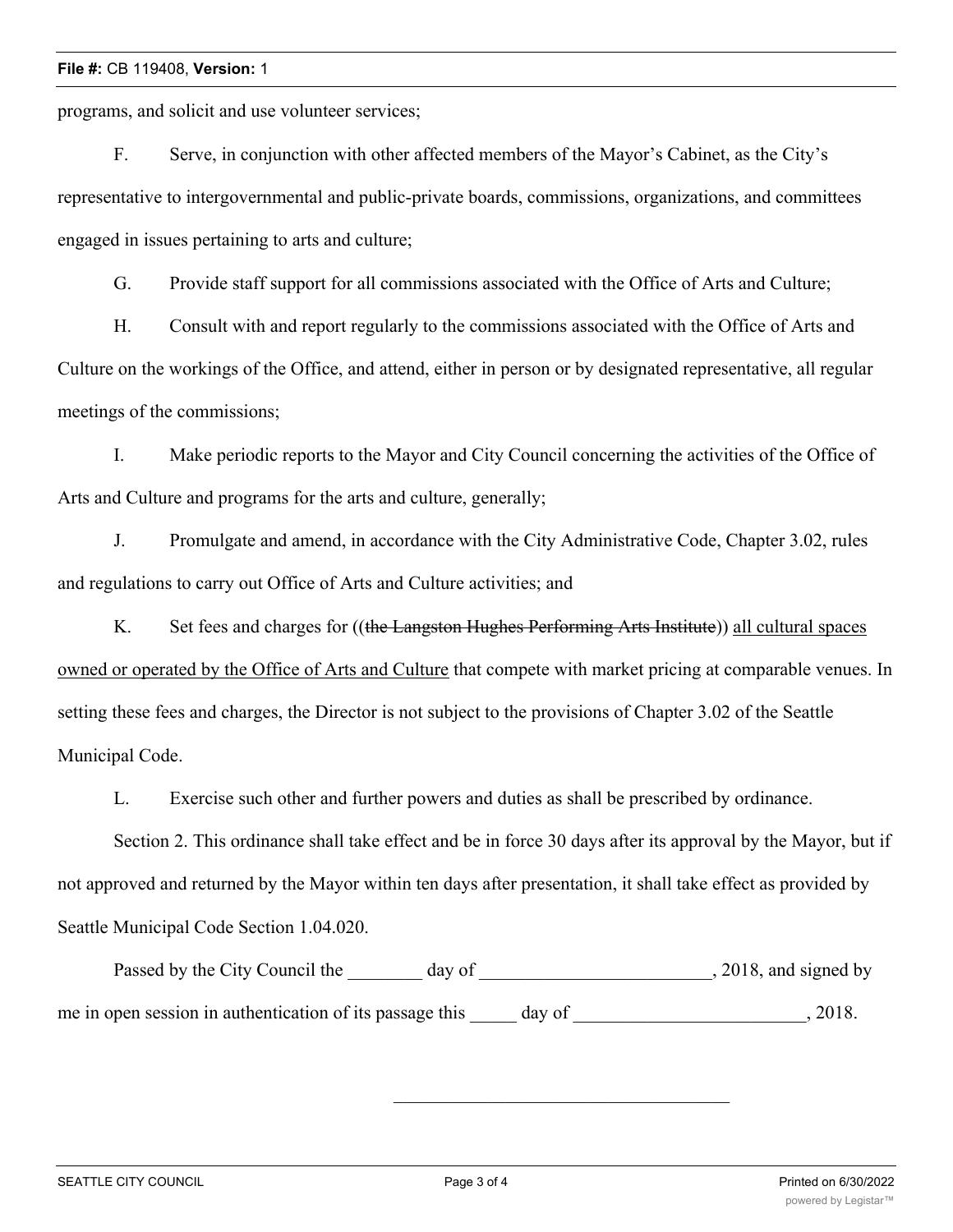programs, and solicit and use volunteer services;

F. Serve, in conjunction with other affected members of the Mayor's Cabinet, as the City's representative to intergovernmental and public-private boards, commissions, organizations, and committees engaged in issues pertaining to arts and culture;

G. Provide staff support for all commissions associated with the Office of Arts and Culture;

H. Consult with and report regularly to the commissions associated with the Office of Arts and Culture on the workings of the Office, and attend, either in person or by designated representative, all regular meetings of the commissions;

I. Make periodic reports to the Mayor and City Council concerning the activities of the Office of Arts and Culture and programs for the arts and culture, generally;

J. Promulgate and amend, in accordance with the City Administrative Code, Chapter 3.02, rules and regulations to carry out Office of Arts and Culture activities; and

K. Set fees and charges for ((~~the Langston Hughes Performing Arts Institute~~)) <u>all cultural spaces owned or operated by the Office of Arts and Culture</u> that compete with market pricing at comparable venues. In setting these fees and charges, the Director is not subject to the provisions of Chapter 3.02 of the Seattle Municipal Code.

L. Exercise such other and further powers and duties as shall be prescribed by ordinance.

Section 2. This ordinance shall take effect and be in force 30 days after its approval by the Mayor, but if not approved and returned by the Mayor within ten days after presentation, it shall take effect as provided by Seattle Municipal Code Section 1.04.020.

Passed by the City Council the ________ day of _________________________, 2018, and signed by me in open session in authentication of its passage this _____ day of _________________________, 2018.

_____________________________________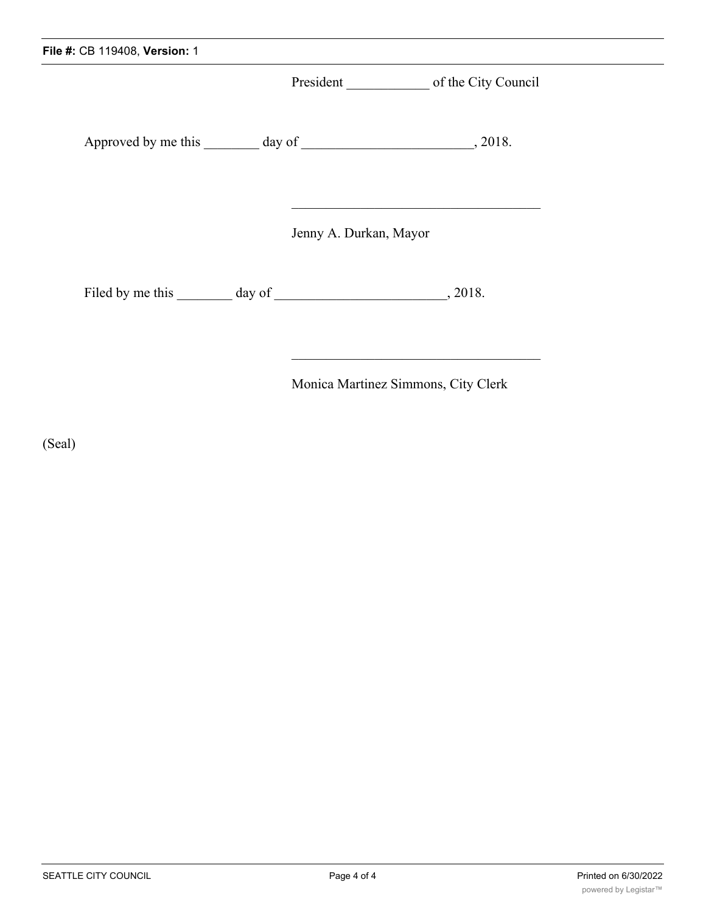President ____________ of the City Council

Approved by me this ________ day of _________________________, 2018.

_____________________________________

Jenny A. Durkan, Mayor

Filed by me this ________ day of _________________________, 2018.

_____________________________________

Monica Martinez Simmons, City Clerk

(Seal)